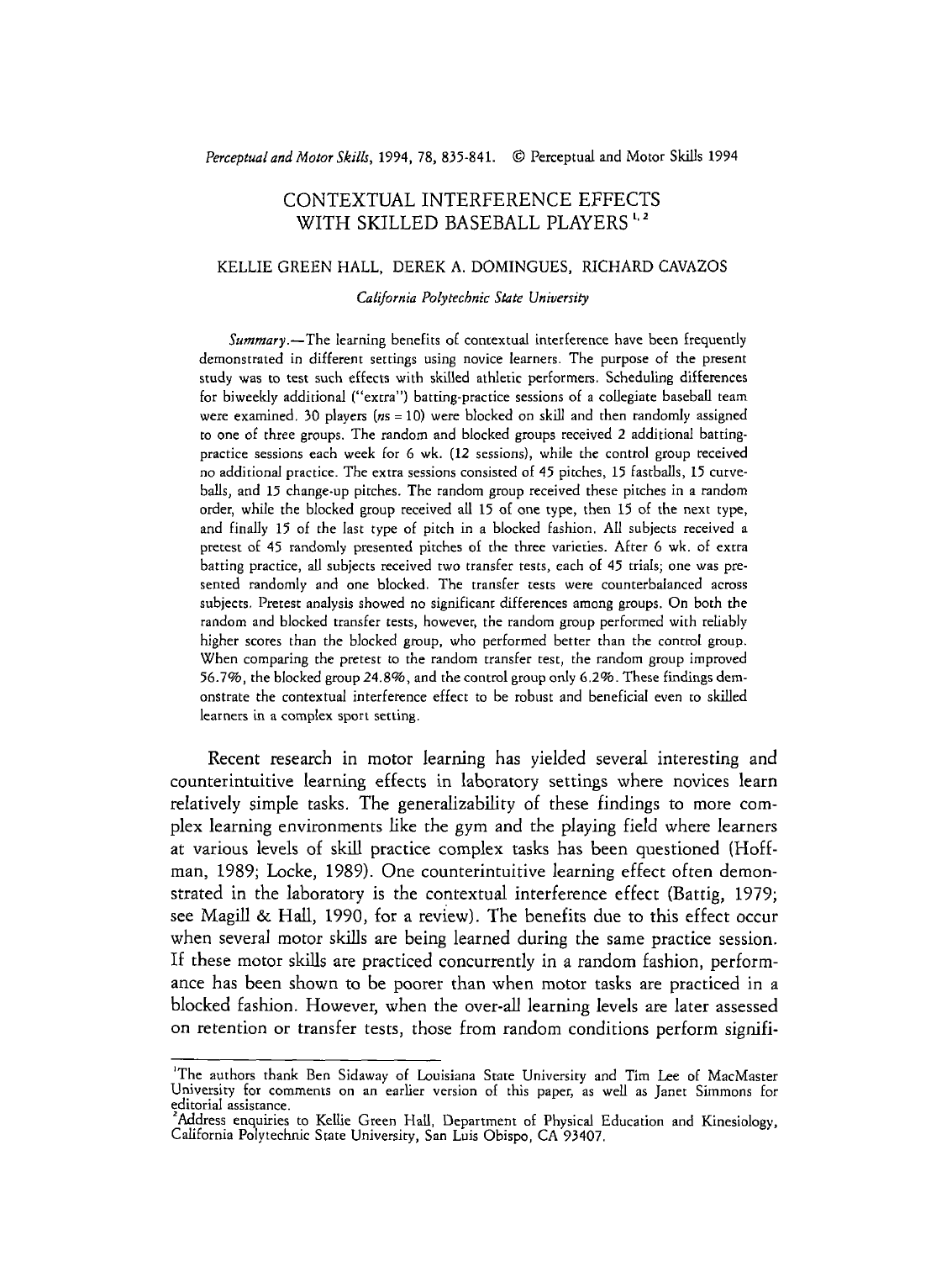# CONTEXTUAL INTERFERENCE EFFECTS WITH SKILLED BASEBALL PLAYERS [1,2]

KELLIE GREEN HALL, DEREK A. DOMINGUES, RICHARD CAVAZOS

*California Polytechnic State University*

*Summary.*—The learning benefits of contextual interference have been frequently demonstrated in different settings using novice learners. The purpose of the present study was to test such effects with skilled athletic performers. Scheduling differences for biweekly additional ("extra") batting-practice sessions of a collegiate baseball team were examined. 30 players (*ns* = 10) were blocked on skill and then randomly assigned to one of three groups. The random and blocked groups received 2 additional batting-practice sessions each week for 6 wk. (12 sessions), while the control group received no additional practice. The extra sessions consisted of 45 pitches, 15 fastballs, 15 curveballs, and 15 change-up pitches. The random group received these pitches in a random order, while the blocked group received all 15 of one type, then 15 of the next type, and finally 15 of the last type of pitch in a blocked fashion. All subjects received a pretest of 45 randomly presented pitches of the three varieties. After 6 wk. of extra batting practice, all subjects received two transfer tests, each of 45 trials; one was presented randomly and one blocked. The transfer tests were counterbalanced across subjects. Pretest analysis showed no significant differences among groups. On both the random and blocked transfer tests, however, the random group performed with reliably higher scores than the blocked group, who performed better than the control group. When comparing the pretest to the random transfer test, the random group improved 56.7%, the blocked group 24.8%, and the control group only 6.2%. These findings demonstrate the contextual interference effect to be robust and beneficial even to skilled learners in a complex sport setting.

Recent research in motor learning has yielded several interesting and counterintuitive learning effects in laboratory settings where novices learn relatively simple tasks. The generalizability of these findings to more complex learning environments like the gym and the playing field where learners at various levels of skill practice complex tasks has been questioned (Hoffman, 1989; Locke, 1989). One counterintuitive learning effect often demonstrated in the laboratory is the contextual interference effect (Battig, 1979; see Magill & Hall, 1990, for a review). The benefits due to this effect occur when several motor skills are being learned during the same practice session. If these motor skills are practiced concurrently in a random fashion, performance has been shown to be poorer than when motor tasks are practiced in a blocked fashion. However, when the over-all learning levels are later assessed on retention or transfer tests, those from random conditions perform signifi-

---

[1] The authors thank Ben Sidaway of Louisiana State University and Tim Lee of MacMaster University for comments on an earlier version of this paper, as well as Janet Simmons for editorial assistance.

[2] Address enquiries to Kellie Green Hall, Department of Physical Education and Kinesiology, California Polytechnic State University, San Luis Obispo, CA 93407.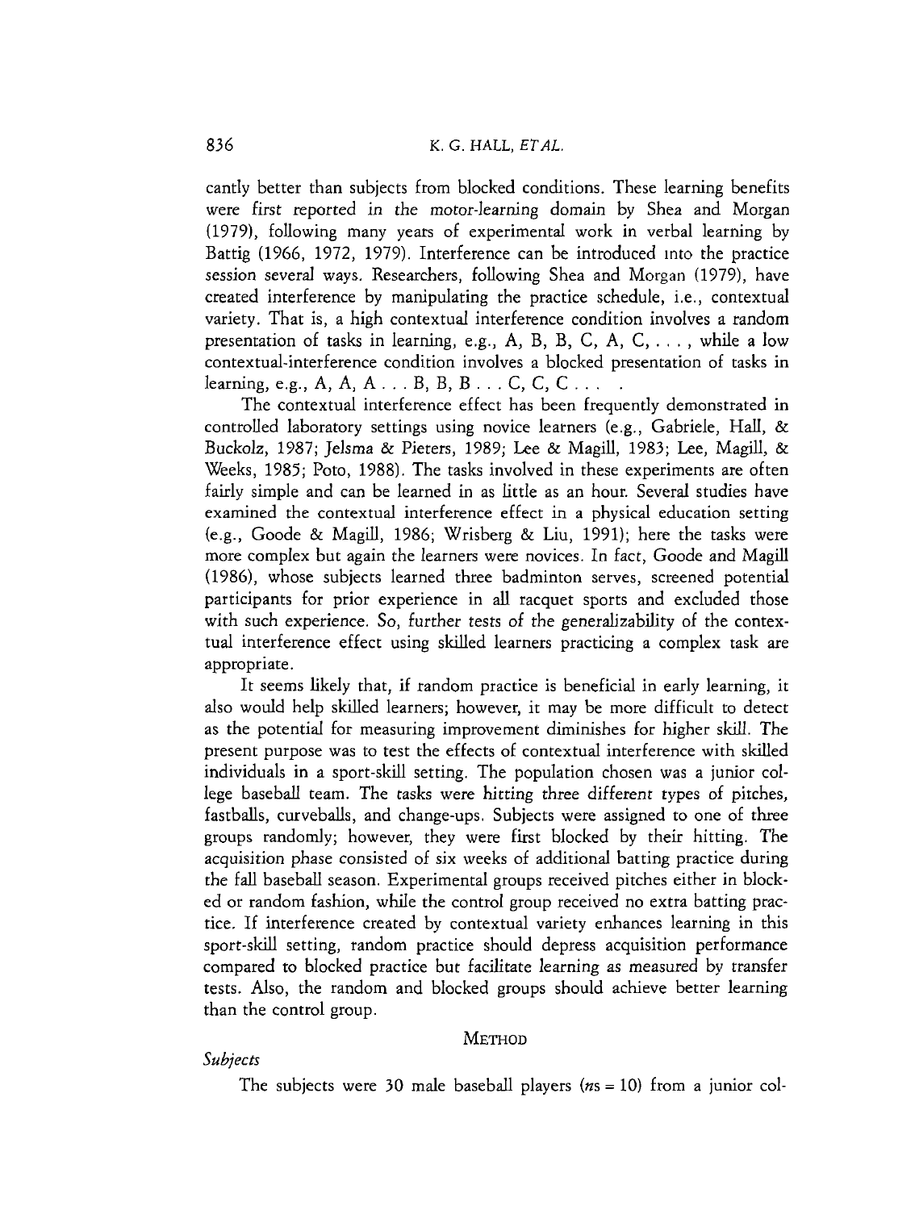cantly better than subjects from blocked conditions. These learning benefits were first reported in the motor-learning domain by Shea and Morgan (1979), following many years of experimental work in verbal learning by Battig (1966, 1972, 1979). Interference can be introduced into the practice session several ways. Researchers, following Shea and Morgan (1979), have created interference by manipulating the practice schedule, i.e., contextual variety. That is, a high contextual interference condition involves a random presentation of tasks in learning, e.g., A, B, B, C, A, C, . . . , while a low contextual-interference condition involves a blocked presentation of tasks in learning, e.g., A, A, A . . . B, B, B . . . C, C, C . . . .

The contextual interference effect has been frequently demonstrated in controlled laboratory settings using novice learners (e.g., Gabriele, Hall, & Buckolz, 1987; Jelsma & Pieters, 1989; Lee & Magill, 1983; Lee, Magill, & Weeks, 1985; Poto, 1988). The tasks involved in these experiments are often fairly simple and can be learned in as little as an hour. Several studies have examined the contextual interference effect in a physical education setting (e.g., Goode & Magill, 1986; Wrisberg & Liu, 1991); here the tasks were more complex but again the learners were novices. In fact, Goode and Magill (1986), whose subjects learned three badminton serves, screened potential participants for prior experience in all racquet sports and excluded those with such experience. So, further tests of the generalizability of the contextual interference effect using skilled learners practicing a complex task are appropriate.

It seems likely that, if random practice is beneficial in early learning, it also would help skilled learners; however, it may be more difficult to detect as the potential for measuring improvement diminishes for higher skill. The present purpose was to test the effects of contextual interference with skilled individuals in a sport-skill setting. The population chosen was a junior college baseball team. The tasks were hitting three different types of pitches, fastballs, curveballs, and change-ups. Subjects were assigned to one of three groups randomly; however, they were first blocked by their hitting. The acquisition phase consisted of six weeks of additional batting practice during the fall baseball season. Experimental groups received pitches either in blocked or random fashion, while the control group received no extra batting practice. If interference created by contextual variety enhances learning in this sport-skill setting, random practice should depress acquisition performance compared to blocked practice but facilitate learning as measured by transfer tests. Also, the random and blocked groups should achieve better learning than the control group.

## METHOD

### *Subjects*

The subjects were 30 male baseball players (*ns* = 10) from a junior col-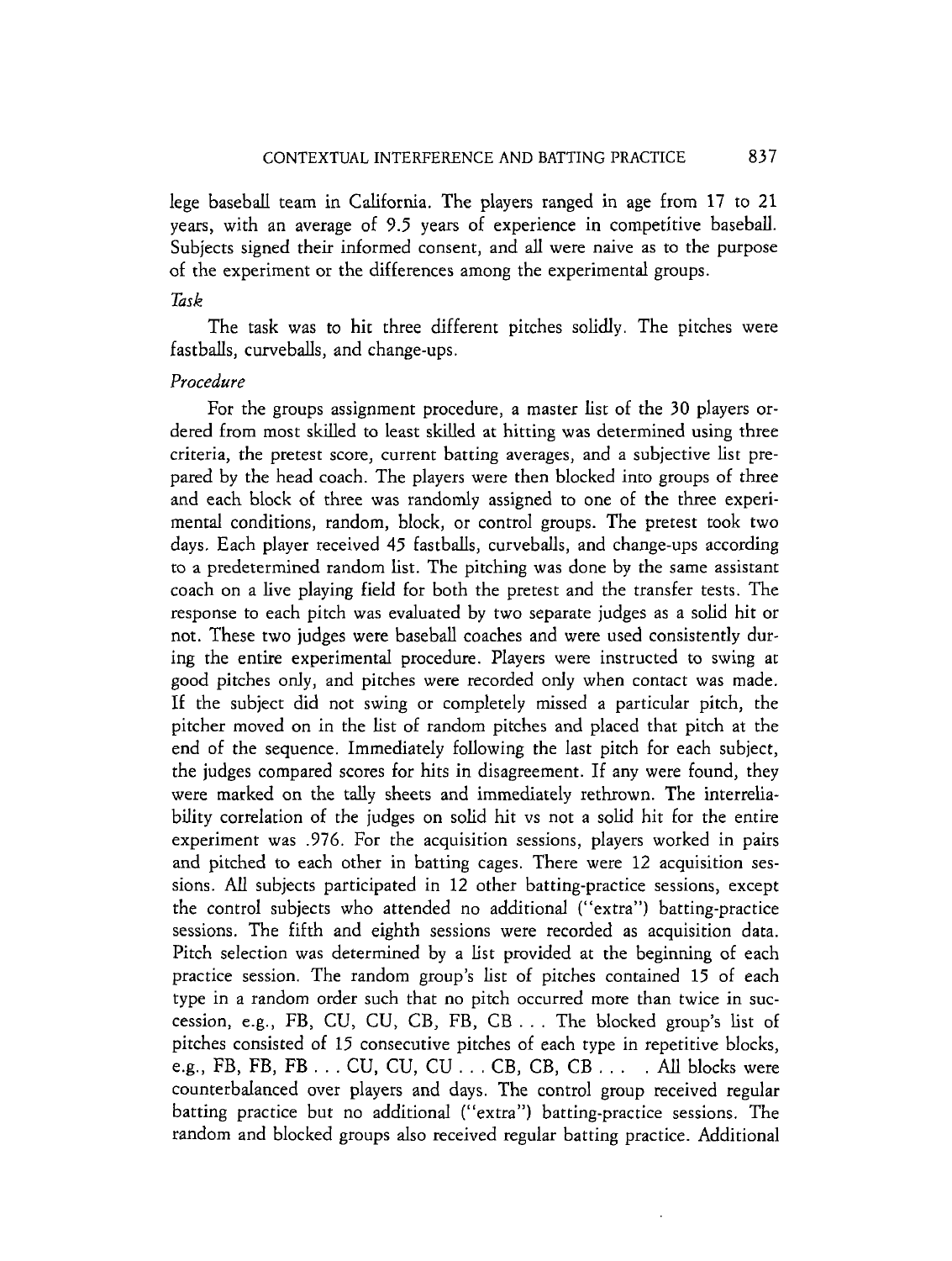lege baseball team in California. The players ranged in age from 17 to 21 years, with an average of 9.5 years of experience in competitive baseball. Subjects signed their informed consent, and all were naive as to the purpose of the experiment or the differences among the experimental groups.

*Task*

The task was to hit three different pitches solidly. The pitches were fastballs, curveballs, and change-ups.

*Procedure*

For the groups assignment procedure, a master list of the 30 players ordered from most skilled to least skilled at hitting was determined using three criteria, the pretest score, current batting averages, and a subjective list prepared by the head coach. The players were then blocked into groups of three and each block of three was randomly assigned to one of the three experimental conditions, random, block, or control groups. The pretest took two days. Each player received 45 fastballs, curveballs, and change-ups according to a predetermined random list. The pitching was done by the same assistant coach on a live playing field for both the pretest and the transfer tests. The response to each pitch was evaluated by two separate judges as a solid hit or not. These two judges were baseball coaches and were used consistently during the entire experimental procedure. Players were instructed to swing at good pitches only, and pitches were recorded only when contact was made. If the subject did not swing or completely missed a particular pitch, the pitcher moved on in the list of random pitches and placed that pitch at the end of the sequence. Immediately following the last pitch for each subject, the judges compared scores for hits in disagreement. If any were found, they were marked on the tally sheets and immediately rethrown. The interreliability correlation of the judges on solid hit vs not a solid hit for the entire experiment was .976. For the acquisition sessions, players worked in pairs and pitched to each other in batting cages. There were 12 acquisition sessions. All subjects participated in 12 other batting-practice sessions, except the control subjects who attended no additional ("extra") batting-practice sessions. The fifth and eighth sessions were recorded as acquisition data. Pitch selection was determined by a list provided at the beginning of each practice session. The random group's list of pitches contained 15 of each type in a random order such that no pitch occurred more than twice in succession, e.g., FB, CU, CU, CB, FB, CB . . . The blocked group's list of pitches consisted of 15 consecutive pitches of each type in repetitive blocks, e.g., FB, FB, FB . . . CU, CU, CU . . . CB, CB, CB . . . . All blocks were counterbalanced over players and days. The control group received regular batting practice but no additional ("extra") batting-practice sessions. The random and blocked groups also received regular batting practice. Additional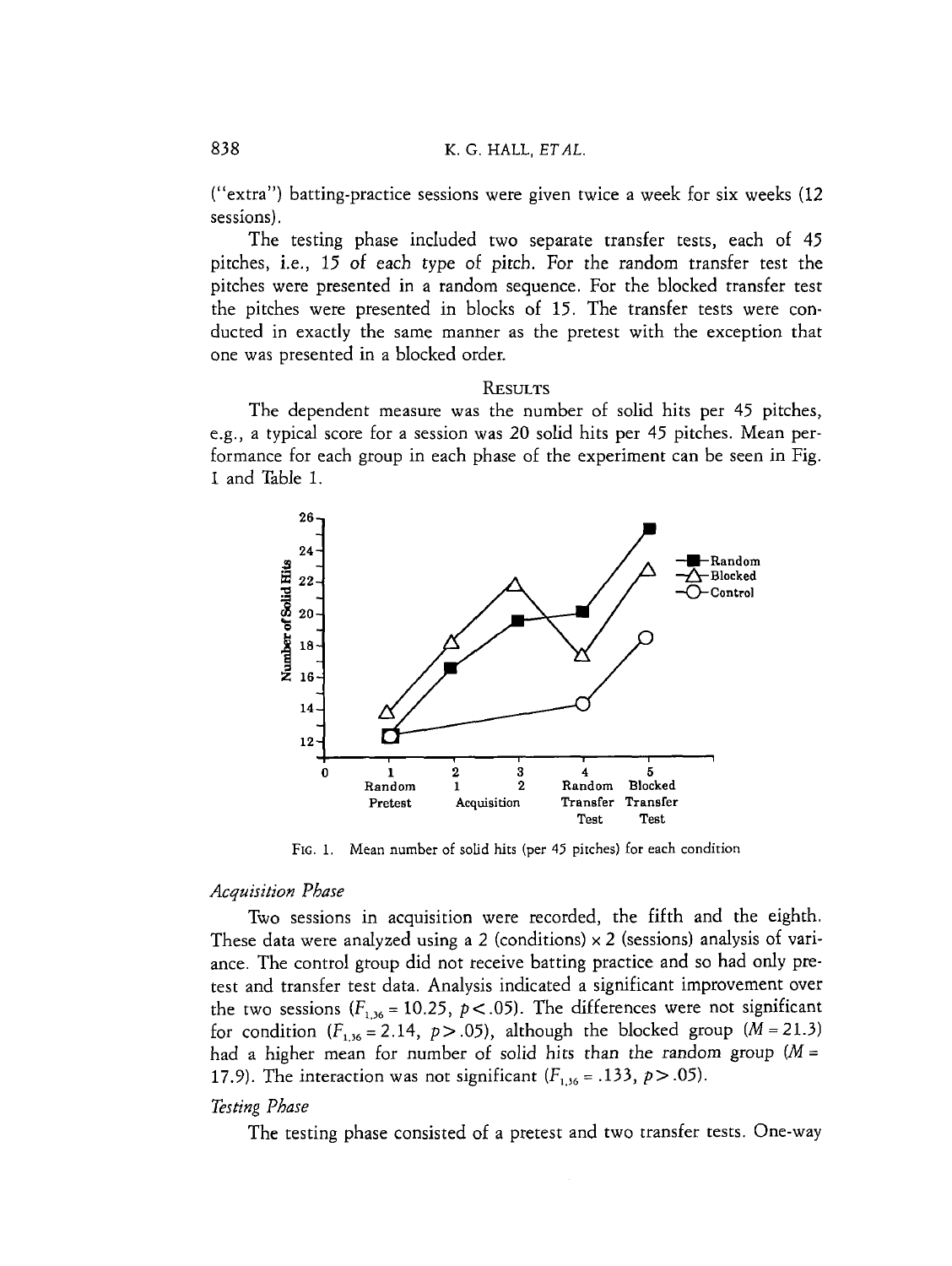("extra") batting-practice sessions were given twice a week for six weeks (12 sessions).

The testing phase included two separate transfer tests, each of 45 pitches, i.e., 15 of each type of pitch. For the random transfer test the pitches were presented in a random sequence. For the blocked transfer test the pitches were presented in blocks of 15. The transfer tests were conducted in exactly the same manner as the pretest with the exception that one was presented in a blocked order.

## Results

The dependent measure was the number of solid hits per 45 pitches, e.g., a typical score for a session was 20 solid hits per 45 pitches. Mean performance for each group in each phase of the experiment can be seen in Fig. 1 and Table 1.

FIG. 1. Mean number of solid hits (per 45 pitches) for each condition

### *Acquisition Phase*

Two sessions in acquisition were recorded, the fifth and the eighth. These data were analyzed using a 2 (conditions) × 2 (sessions) analysis of variance. The control group did not receive batting practice and so had only pretest and transfer test data. Analysis indicated a significant improvement over the two sessions ($F_{1,36} = 10.25$, $p < .05$). The differences were not significant for condition ($F_{1,36} = 2.14$, $p > .05$), although the blocked group ($M = 21.3$) had a higher mean for number of solid hits than the random group ($M = 17.9$). The interaction was not significant ($F_{1,36} = .133$, $p > .05$).

### *Testing Phase*

The testing phase consisted of a pretest and two transfer tests. One-way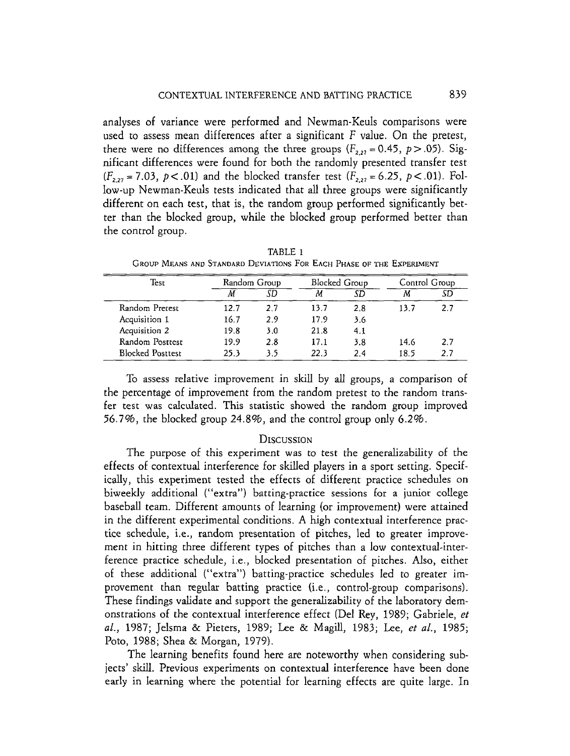analyses of variance were performed and Newman-Keuls comparisons were used to assess mean differences after a significant *F* value. On the pretest, there were no differences among the three groups ($F_{2,27} = 0.45$, $p > .05$). Significant differences were found for both the randomly presented transfer test ($F_{2,27} = 7.03$, $p < .01$) and the blocked transfer test ($F_{2,27} = 6.25$, $p < .01$). Follow-up Newman-Keuls tests indicated that all three groups were significantly different on each test, that is, the random group performed significantly better than the blocked group, while the blocked group performed better than the control group.

TABLE 1

Group Means and Standard Deviations For Each Phase of the Experiment

| Test | Random Group | | Blocked Group | | Control Group | |
|---|---|---|---|---|---|---|
| | *M* | *SD* | *M* | *SD* | *M* | *SD* |
| Random Pretest | 12.7 | 2.7 | 13.7 | 2.8 | 13.7 | 2.7 |
| Acquisition 1 | 16.7 | 2.9 | 17.9 | 3.6 | | |
| Acquisition 2 | 19.8 | 3.0 | 21.8 | 4.1 | | |
| Random Posttest | 19.9 | 2.8 | 17.1 | 3.8 | 14.6 | 2.7 |
| Blocked Posttest | 25.3 | 3.5 | 22.3 | 2.4 | 18.5 | 2.7 |

To assess relative improvement in skill by all groups, a comparison of the percentage of improvement from the random pretest to the random transfer test was calculated. This statistic showed the random group improved 56.7%, the blocked group 24.8%, and the control group only 6.2%.

## Discussion

The purpose of this experiment was to test the generalizability of the effects of contextual interference for skilled players in a sport setting. Specifically, this experiment tested the effects of different practice schedules on biweekly additional ("extra") batting-practice sessions for a junior college baseball team. Different amounts of learning (or improvement) were attained in the different experimental conditions. A high contextual interference practice schedule, i.e., random presentation of pitches, led to greater improvement in hitting three different types of pitches than a low contextual-interference practice schedule, i.e., blocked presentation of pitches. Also, either of these additional ("extra") batting-practice schedules led to greater improvement than regular batting practice (i.e., control-group comparisons). These findings validate and support the generalizability of the laboratory demonstrations of the contextual interference effect (Del Rey, 1989; Gabriele, *et al.*, 1987; Jelsma & Pieters, 1989; Lee & Magill, 1983; Lee, *et al.*, 1985; Poto, 1988; Shea & Morgan, 1979).

The learning benefits found here are noteworthy when considering subjects' skill. Previous experiments on contextual interference have been done early in learning where the potential for learning effects are quite large. In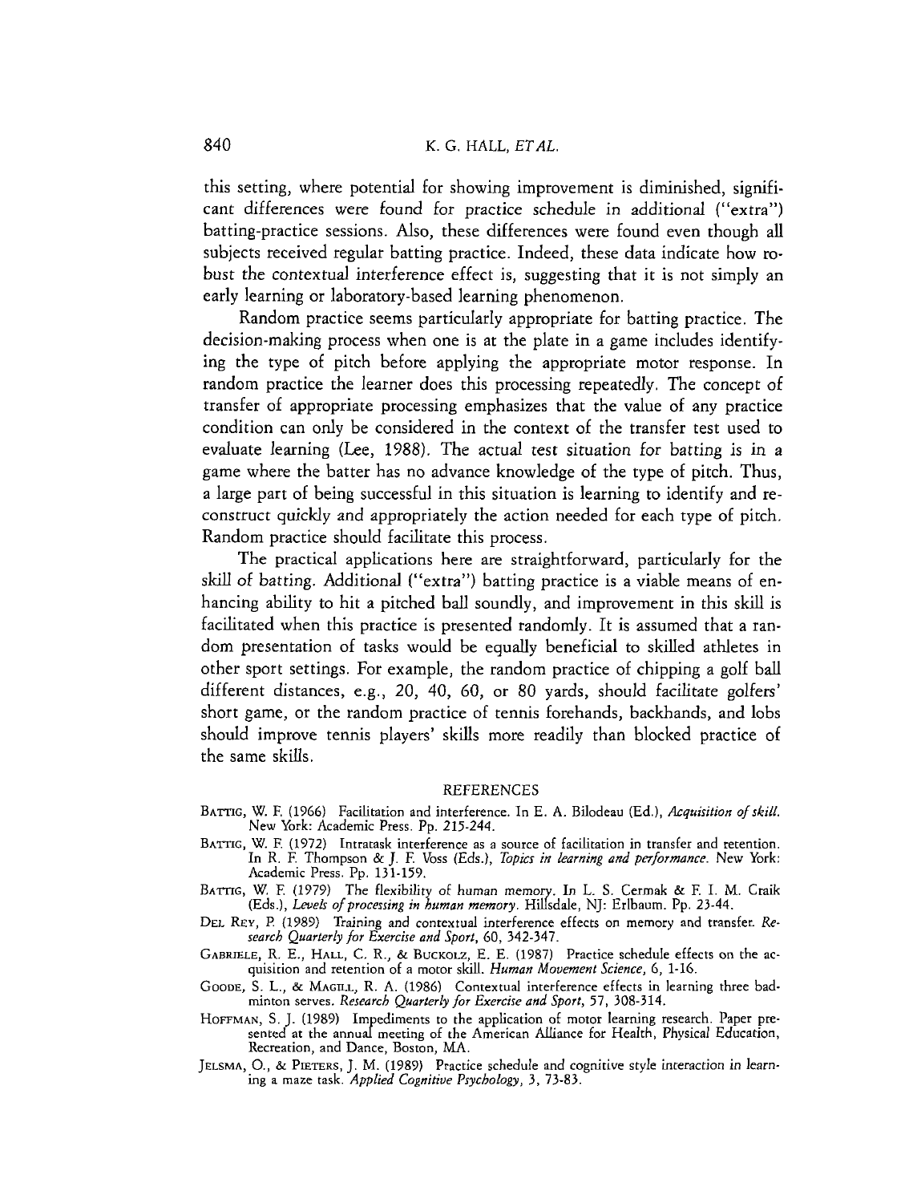this setting, where potential for showing improvement is diminished, significant differences were found for practice schedule in additional ("extra") batting-practice sessions. Also, these differences were found even though all subjects received regular batting practice. Indeed, these data indicate how robust the contextual interference effect is, suggesting that it is not simply an early learning or laboratory-based learning phenomenon.

Random practice seems particularly appropriate for batting practice. The decision-making process when one is at the plate in a game includes identifying the type of pitch before applying the appropriate motor response. In random practice the learner does this processing repeatedly. The concept of transfer of appropriate processing emphasizes that the value of any practice condition can only be considered in the context of the transfer test used to evaluate learning (Lee, 1988). The actual test situation for batting is in a game where the batter has no advance knowledge of the type of pitch. Thus, a large part of being successful in this situation is learning to identify and reconstruct quickly and appropriately the action needed for each type of pitch. Random practice should facilitate this process.

The practical applications here are straightforward, particularly for the skill of batting. Additional ("extra") batting practice is a viable means of enhancing ability to hit a pitched ball soundly, and improvement in this skill is facilitated when this practice is presented randomly. It is assumed that a random presentation of tasks would be equally beneficial to skilled athletes in other sport settings. For example, the random practice of chipping a golf ball different distances, e.g., 20, 40, 60, or 80 yards, should facilitate golfers' short game, or the random practice of tennis forehands, backhands, and lobs should improve tennis players' skills more readily than blocked practice of the same skills.

## REFERENCES

BATTIG, W. F. (1966) Facilitation and interference. In E. A. Bilodeau (Ed.), *Acquisition of skill.* New York: Academic Press. Pp. 215-244.

BATTIG, W. F. (1972) Intratask interference as a source of facilitation in transfer and retention. In R. F. Thompson & J. F. Voss (Eds.), *Topics in learning and performance.* New York: Academic Press. Pp. 131-159.

BATTIG, W. F. (1979) The flexibility of human memory. In L. S. Cermak & F. I. M. Craik (Eds.), *Levels of processing in human memory.* Hillsdale, NJ: Erlbaum. Pp. 23-44.

DEL REY, P. (1989) Training and contextual interference effects on memory and transfer. *Research Quarterly for Exercise and Sport,* 60, 342-347.

GABRIELE, R. E., HALL, C. R., & BUCKOLZ, E. E. (1987) Practice schedule effects on the acquisition and retention of a motor skill. *Human Movement Science,* 6, 1-16.

GOODE, S. L., & MAGILL, R. A. (1986) Contextual interference effects in learning three badminton serves. *Research Quarterly for Exercise and Sport,* 57, 308-314.

HOFFMAN, S. J. (1989) Impediments to the application of motor learning research. Paper presented at the annual meeting of the American Alliance for Health, Physical Education, Recreation, and Dance, Boston, MA.

JELSMA, O., & PIETERS, J. M. (1989) Practice schedule and cognitive style interaction in learning a maze task. *Applied Cognitive Psychology,* 3, 73-83.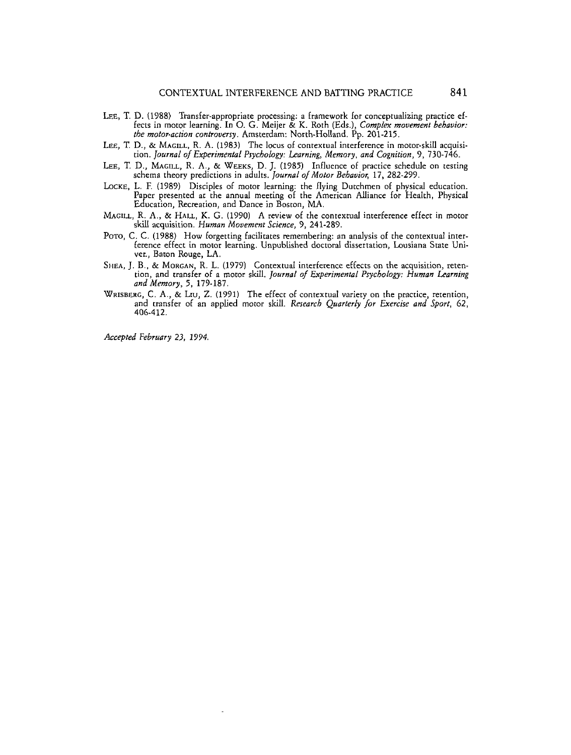LEE, T. D. (1988) Transfer-appropriate processing: a framework for conceptualizing practice effects in motor learning. In O. G. Meijer & K. Roth (Eds.), *Complex movement behavior: the motor-action controversy*. Amsterdam: North-Holland. Pp. 201-215.

LEE, T. D., & MAGILL, R. A. (1983) The locus of contextual interference in motor-skill acquisition. *Journal of Experimental Psychology: Learning, Memory, and Cognition*, 9, 730-746.

LEE, T. D., MAGILL, R. A., & WEEKS, D. J. (1985) Influence of practice schedule on testing schema theory predictions in adults. *Journal of Motor Behavior*, 17, 282-299.

LOCKE, L. F. (1989) Disciples of motor learning: the flying Dutchmen of physical education. Paper presented at the annual meeting of the American Alliance for Health, Physical Education, Recreation, and Dance in Boston, MA.

MAGILL, R. A., & HALL, K. G. (1990) A review of the contextual interference effect in motor skill acquisition. *Human Movement Science*, 9, 241-289.

POTO, C. C. (1988) How forgetting facilitates remembering: an analysis of the contextual interference effect in motor learning. Unpublished doctoral dissertation, Lousiana State Univer., Baton Rouge, LA.

SHEA, J. B., & MORGAN, R. L. (1979) Contextual interference effects on the acquisition, retention, and transfer of a motor skill. *Journal of Experimental Psychology: Human Learning and Memory*, 5, 179-187.

WRISBERG, C. A., & LIU, Z. (1991) The effect of contextual variety on the practice, retention, and transfer of an applied motor skill. *Research Quarterly for Exercise and Sport*, 62, 406-412.

*Accepted February 23, 1994.*